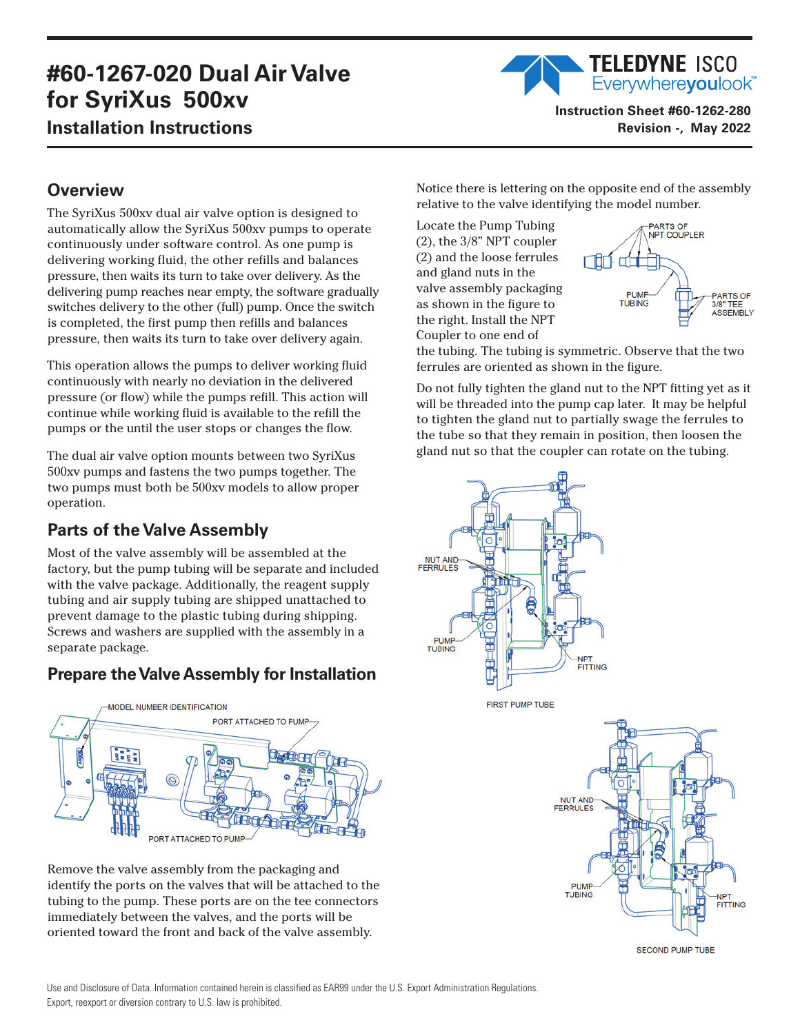# #60-1267-020 Dual Air Valve for SyriXus 500xv

## Installation Instructions

**Instruction Sheet #60-1262-280**
**Revision -, May 2022**

## Overview

The SyriXus 500xv dual air valve option is designed to automatically allow the SyriXus 500xv pumps to operate continuously under software control. As one pump is delivering working fluid, the other refills and balances pressure, then waits its turn to take over delivery. As the delivering pump reaches near empty, the software gradually switches delivery to the other (full) pump. Once the switch is completed, the first pump then refills and balances pressure, then waits its turn to take over delivery again.

This operation allows the pumps to deliver working fluid continuously with nearly no deviation in the delivered pressure (or flow) while the pumps refill. This action will continue while working fluid is available to the refill the pumps or the until the user stops or changes the flow.

The dual air valve option mounts between two SyriXus 500xv pumps and fastens the two pumps together. The two pumps must both be 500xv models to allow proper operation.

## Parts of the Valve Assembly

Most of the valve assembly will be assembled at the factory, but the pump tubing will be separate and included with the valve package. Additionally, the reagent supply tubing and air supply tubing are shipped unattached to prevent damage to the plastic tubing during shipping. Screws and washers are supplied with the assembly in a separate package.

## Prepare the Valve Assembly for Installation

MODEL NUMBER IDENTIFICATION
PORT ATTACHED TO PUMP
PORT ATTACHED TO PUMP

Remove the valve assembly from the packaging and identify the ports on the valves that will be attached to the tubing to the pump. These ports are on the tee connectors immediately between the valves, and the ports will be oriented toward the front and back of the valve assembly.

Notice there is lettering on the opposite end of the assembly relative to the valve identifying the model number.

Locate the Pump Tubing (2), the 3/8" NPT coupler (2) and the loose ferrules and gland nuts in the valve assembly packaging as shown in the figure to the right. Install the NPT Coupler to one end of the tubing. The tubing is symmetric. Observe that the two ferrules are oriented as shown in the figure.

PARTS OF NPT COUPLER
PUMP TUBING
PARTS OF 3/8" TEE ASSEMBLY

Do not fully tighten the gland nut to the NPT fitting yet as it will be threaded into the pump cap later. It may be helpful to tighten the gland nut to partially swage the ferrules to the tube so that they remain in position, then loosen the gland nut so that the coupler can rotate on the tubing.

NUT AND FERRULES
PUMP TUBING
NPT FITTING

FIRST PUMP TUBE

NUT AND FERRULES
PUMP TUBING
NPT FITTING

SECOND PUMP TUBE

Use and Disclosure of Data. Information contained herein is classified as EAR99 under the U.S. Export Administration Regulations. Export, reexport or diversion contrary to U.S. law is prohibited.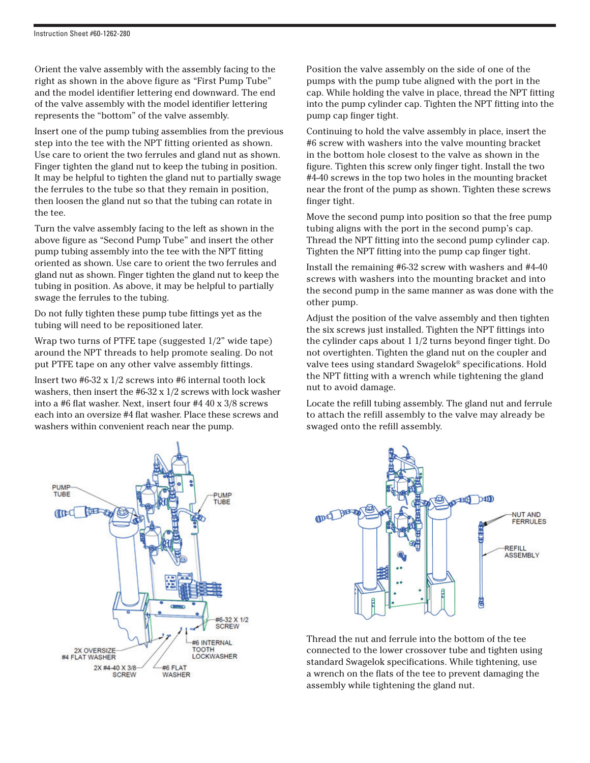Orient the valve assembly with the assembly facing to the right as shown in the above figure as "First Pump Tube" and the model identifier lettering end downward. The end of the valve assembly with the model identifier lettering represents the "bottom" of the valve assembly.

Insert one of the pump tubing assemblies from the previous step into the tee with the NPT fitting oriented as shown. Use care to orient the two ferrules and gland nut as shown. Finger tighten the gland nut to keep the tubing in position. It may be helpful to tighten the gland nut to partially swage the ferrules to the tube so that they remain in position, then loosen the gland nut so that the tubing can rotate in the tee.

Turn the valve assembly facing to the left as shown in the above figure as "Second Pump Tube" and insert the other pump tubing assembly into the tee with the NPT fitting oriented as shown. Use care to orient the two ferrules and gland nut as shown. Finger tighten the gland nut to keep the tubing in position. As above, it may be helpful to partially swage the ferrules to the tubing.

Do not fully tighten these pump tube fittings yet as the tubing will need to be repositioned later.

Wrap two turns of PTFE tape (suggested 1/2" wide tape) around the NPT threads to help promote sealing. Do not put PTFE tape on any other valve assembly fittings.

Insert two #6-32 x 1/2 screws into #6 internal tooth lock washers, then insert the #6-32 x 1/2 screws with lock washer into a #6 flat washer. Next, insert four #4 40 x 3/8 screws each into an oversize #4 flat washer. Place these screws and washers within convenient reach near the pump.

PUMP TUBE | PUMP TUBE | #6-32 X 1/2 SCREW | #6 INTERNAL TOOTH LOCKWASHER | 2X OVERSIZE #4 FLAT WASHER | 2X #4-40 X 3/8 SCREW | #6 FLAT WASHER

Position the valve assembly on the side of one of the pumps with the pump tube aligned with the port in the cap. While holding the valve in place, thread the NPT fitting into the pump cylinder cap. Tighten the NPT fitting into the pump cap finger tight.

Continuing to hold the valve assembly in place, insert the #6 screw with washers into the valve mounting bracket in the bottom hole closest to the valve as shown in the figure. Tighten this screw only finger tight. Install the two #4-40 screws in the top two holes in the mounting bracket near the front of the pump as shown. Tighten these screws finger tight.

Move the second pump into position so that the free pump tubing aligns with the port in the second pump's cap. Thread the NPT fitting into the second pump cylinder cap. Tighten the NPT fitting into the pump cap finger tight.

Install the remaining #6-32 screw with washers and #4-40 screws with washers into the mounting bracket and into the second pump in the same manner as was done with the other pump.

Adjust the position of the valve assembly and then tighten the six screws just installed. Tighten the NPT fittings into the cylinder caps about 1 1/2 turns beyond finger tight. Do not overtighten. Tighten the gland nut on the coupler and valve tees using standard Swagelok® specifications. Hold the NPT fitting with a wrench while tightening the gland nut to avoid damage.

Locate the refill tubing assembly. The gland nut and ferrule to attach the refill assembly to the valve may already be swaged onto the refill assembly.

NUT AND FERRULES | REFILL ASSEMBLY

Thread the nut and ferrule into the bottom of the tee connected to the lower crossover tube and tighten using standard Swagelok specifications. While tightening, use a wrench on the flats of the tee to prevent damaging the assembly while tightening the gland nut.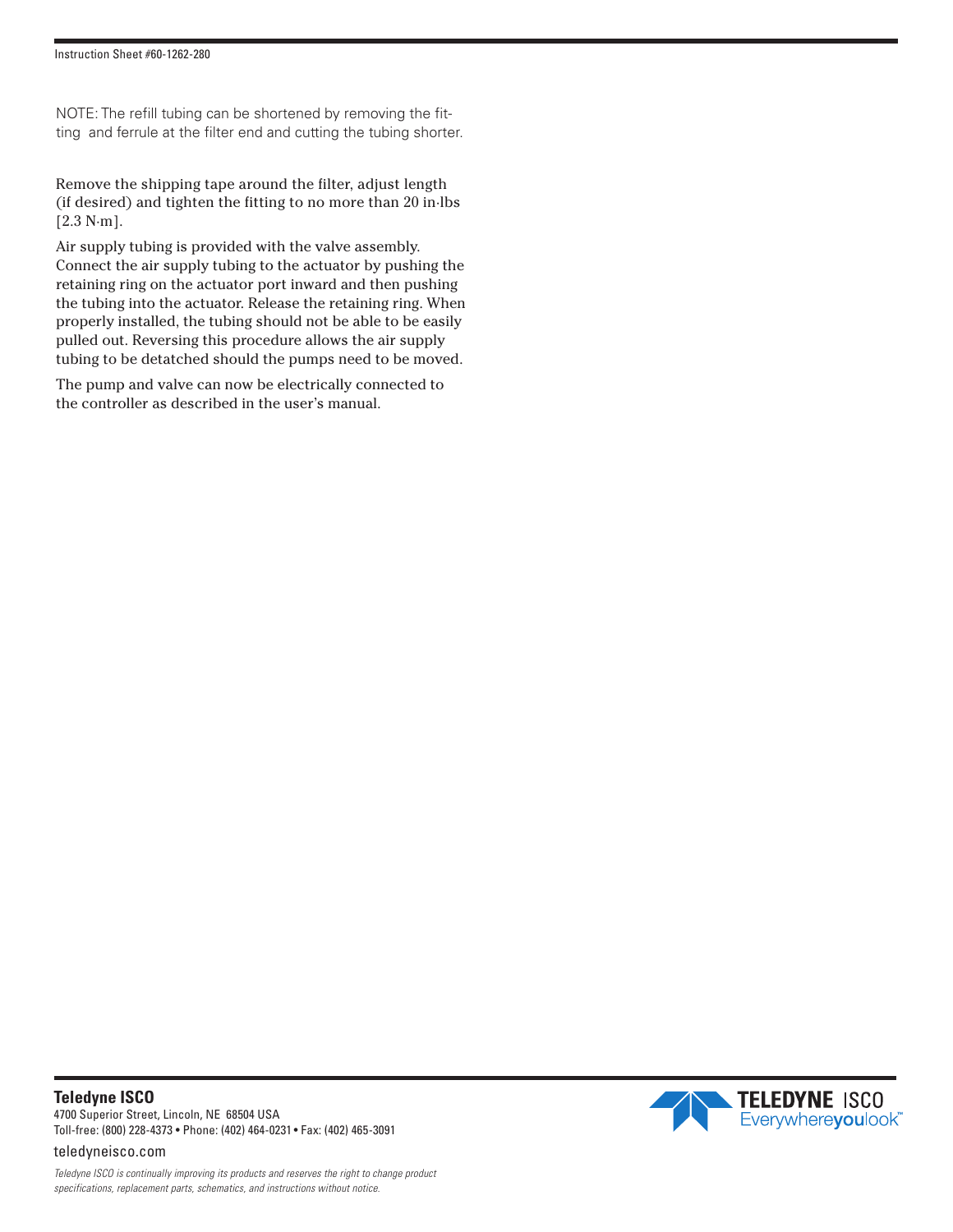NOTE: The refill tubing can be shortened by removing the fitting and ferrule at the filter end and cutting the tubing shorter.

Remove the shipping tape around the filter, adjust length (if desired) and tighten the fitting to no more than 20 in·lbs [2.3 N·m].

Air supply tubing is provided with the valve assembly. Connect the air supply tubing to the actuator by pushing the retaining ring on the actuator port inward and then pushing the tubing into the actuator. Release the retaining ring. When properly installed, the tubing should not be able to be easily pulled out. Reversing this procedure allows the air supply tubing to be detatched should the pumps need to be moved.

The pump and valve can now be electrically connected to the controller as described in the user's manual.

**Teledyne ISCO**
4700 Superior Street, Lincoln, NE 68504 USA
Toll-free: (800) 228-4373 • Phone: (402) 464-0231 • Fax: (402) 465-3091

teledyneisco.com

*Teledyne ISCO is continually improving its products and reserves the right to change product specifications, replacement parts, schematics, and instructions without notice.*

TELEDYNE ISCO
Everywhereyoulook™